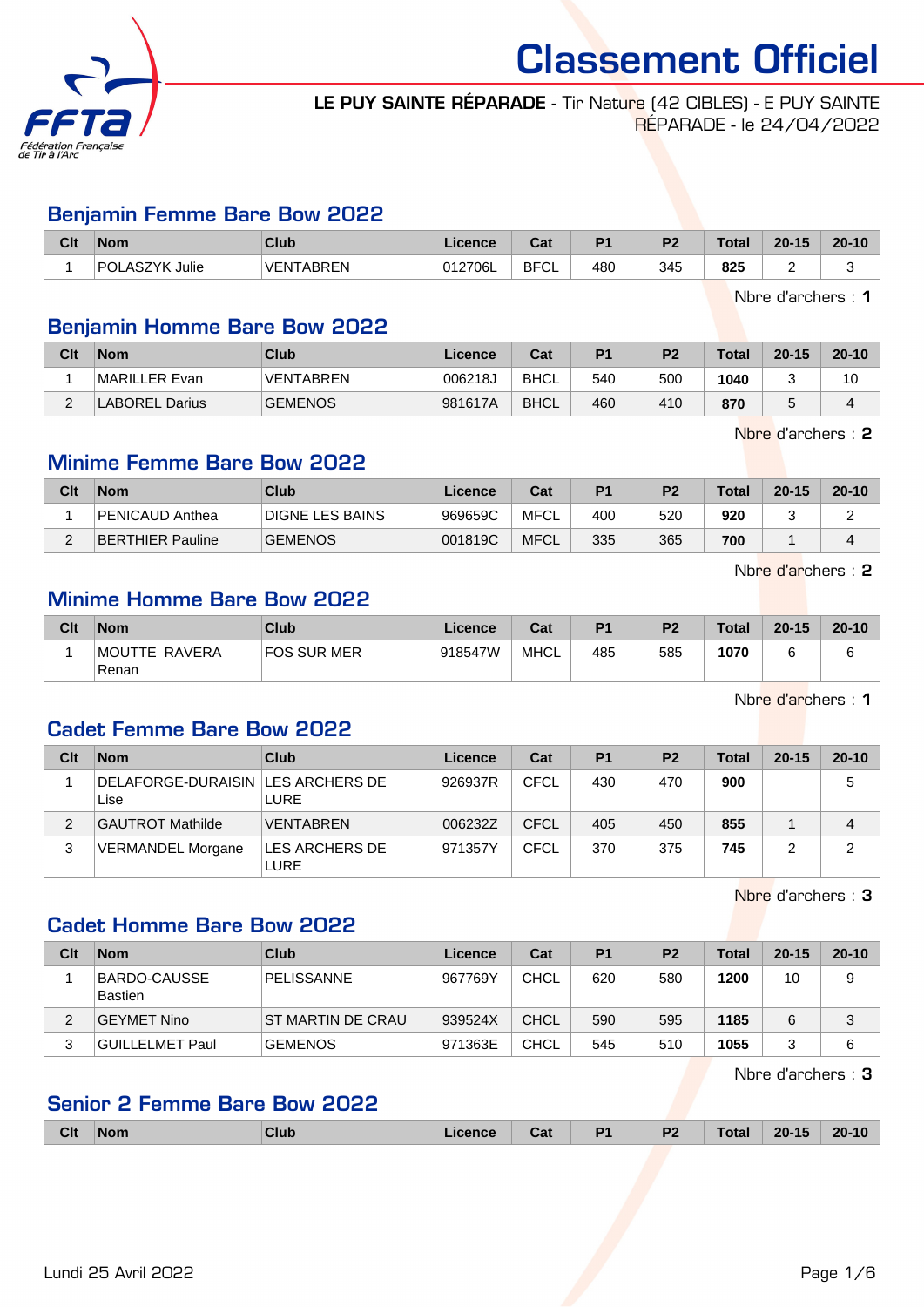# Classement Officiel

**LE PUY SAINTE RÉPARADE** - Tir Nature (42 CIBLES) - E PUY SAINTE RÉPARADE - le 24/04/2022

## Benjamin Femme Bare Bow 2022

| Clt | Nom | Club | Licence | Cat | P1 | P2 | Total | 20-15 | 20-10 |
|---|---|---|---|---|---|---|---|---|---|
| 1 | POLASZYK Julie | VENTABREN | 012706L | BFCL | 480 | 345 | **825** | 2 | 3 |

Nbre d'archers : **1**

## Benjamin Homme Bare Bow 2022

| Clt | Nom | Club | Licence | Cat | P1 | P2 | Total | 20-15 | 20-10 |
|---|---|---|---|---|---|---|---|---|---|
| 1 | MARILLER Evan | VENTABREN | 006218J | BHCL | 540 | 500 | **1040** | 3 | 10 |
| 2 | LABOREL Darius | GEMENOS | 981617A | BHCL | 460 | 410 | **870** | 5 | 4 |

Nbre d'archers : **2**

## Minime Femme Bare Bow 2022

| Clt | Nom | Club | Licence | Cat | P1 | P2 | Total | 20-15 | 20-10 |
|---|---|---|---|---|---|---|---|---|---|
| 1 | PENICAUD Anthea | DIGNE LES BAINS | 969659C | MFCL | 400 | 520 | **920** | 3 | 2 |
| 2 | BERTHIER Pauline | GEMENOS | 001819C | MFCL | 335 | 365 | **700** | 1 | 4 |

Nbre d'archers : **2**

## Minime Homme Bare Bow 2022

| Clt | Nom | Club | Licence | Cat | P1 | P2 | Total | 20-15 | 20-10 |
|---|---|---|---|---|---|---|---|---|---|
| 1 | MOUTTE RAVERA Renan | FOS SUR MER | 918547W | MHCL | 485 | 585 | **1070** | 6 | 6 |

Nbre d'archers : **1**

## Cadet Femme Bare Bow 2022

| Clt | Nom | Club | Licence | Cat | P1 | P2 | Total | 20-15 | 20-10 |
|---|---|---|---|---|---|---|---|---|---|
| 1 | DELAFORGE-DURAISIN Lise | LES ARCHERS DE LURE | 926937R | CFCL | 430 | 470 | **900** | | 5 |
| 2 | GAUTROT Mathilde | VENTABREN | 006232Z | CFCL | 405 | 450 | **855** | 1 | 4 |
| 3 | VERMANDEL Morgane | LES ARCHERS DE LURE | 971357Y | CFCL | 370 | 375 | **745** | 2 | 2 |

Nbre d'archers : **3**

## Cadet Homme Bare Bow 2022

| Clt | Nom | Club | Licence | Cat | P1 | P2 | Total | 20-15 | 20-10 |
|---|---|---|---|---|---|---|---|---|---|
| 1 | BARDO-CAUSSE Bastien | PELISSANNE | 967769Y | CHCL | 620 | 580 | **1200** | 10 | 9 |
| 2 | GEYMET Nino | ST MARTIN DE CRAU | 939524X | CHCL | 590 | 595 | **1185** | 6 | 3 |
| 3 | GUILLELMET Paul | GEMENOS | 971363E | CHCL | 545 | 510 | **1055** | 3 | 6 |

Nbre d'archers : **3**

## Senior 2 Femme Bare Bow 2022

| Clt | Nom | Club | Licence | Cat | P1 | P2 | Total | 20-15 | 20-10 |
|---|---|---|---|---|---|---|---|---|---|

Lundi 25 Avril 2022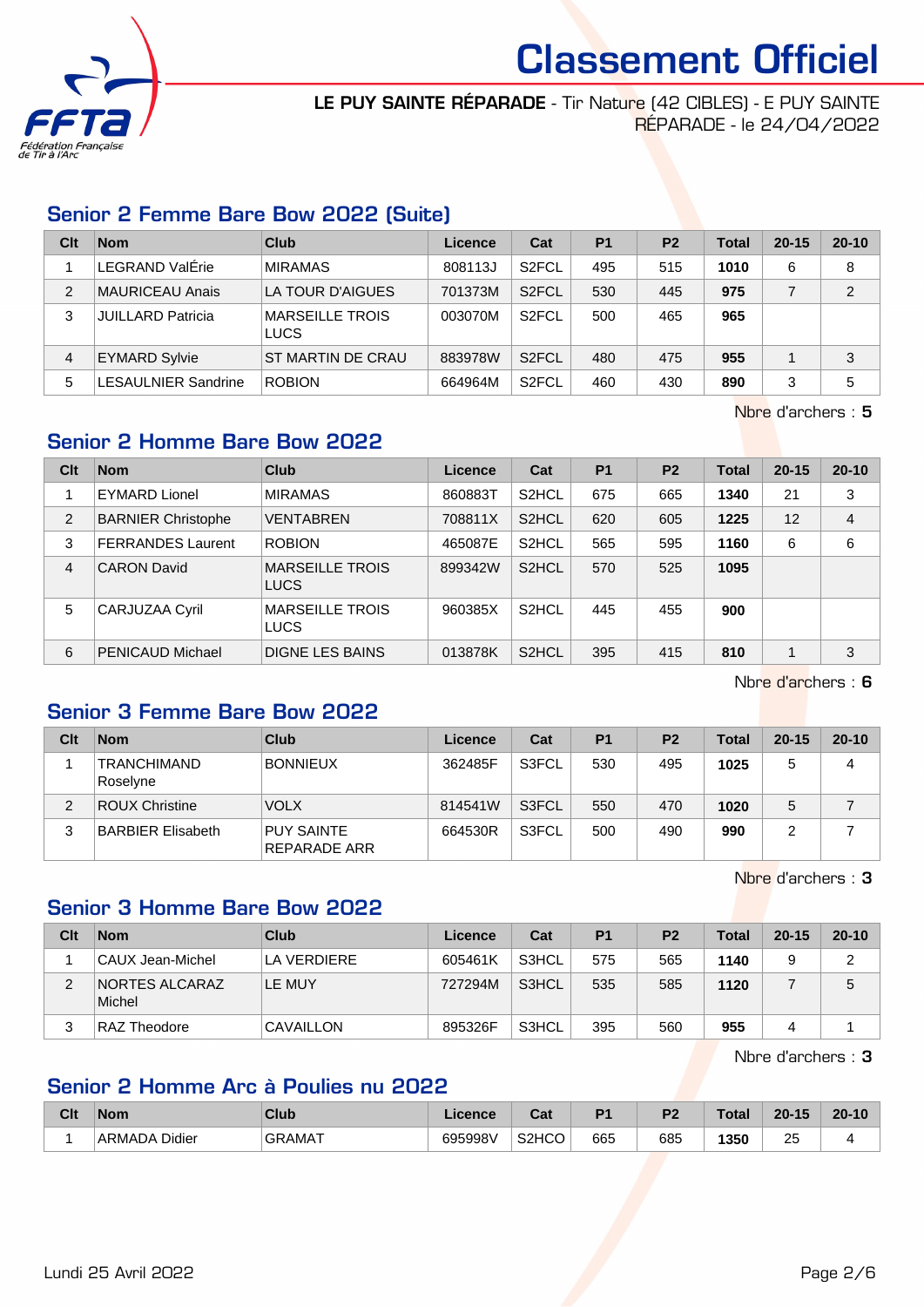# Classement Officiel

**LE PUY SAINTE RÉPARADE** - Tir Nature (42 CIBLES) - E PUY SAINTE RÉPARADE - le 24/04/2022

## Senior 2 Femme Bare Bow 2022 (Suite)

| Clt | Nom | Club | Licence | Cat | P1 | P2 | Total | 20-15 | 20-10 |
|---|---|---|---|---|---|---|---|---|---|
| 1 | LEGRAND ValÉrie | MIRAMAS | 808113J | S2FCL | 495 | 515 | **1010** | 6 | 8 |
| 2 | MAURICEAU Anais | LA TOUR D'AIGUES | 701373M | S2FCL | 530 | 445 | **975** | 7 | 2 |
| 3 | JUILLARD Patricia | MARSEILLE TROIS LUCS | 003070M | S2FCL | 500 | 465 | **965** | | |
| 4 | EYMARD Sylvie | ST MARTIN DE CRAU | 883978W | S2FCL | 480 | 475 | **955** | 1 | 3 |
| 5 | LESAULNIER Sandrine | ROBION | 664964M | S2FCL | 460 | 430 | **890** | 3 | 5 |

Nbre d'archers : **5**

## Senior 2 Homme Bare Bow 2022

| Clt | Nom | Club | Licence | Cat | P1 | P2 | Total | 20-15 | 20-10 |
|---|---|---|---|---|---|---|---|---|---|
| 1 | EYMARD Lionel | MIRAMAS | 860883T | S2HCL | 675 | 665 | **1340** | 21 | 3 |
| 2 | BARNIER Christophe | VENTABREN | 708811X | S2HCL | 620 | 605 | **1225** | 12 | 4 |
| 3 | FERRANDES Laurent | ROBION | 465087E | S2HCL | 565 | 595 | **1160** | 6 | 6 |
| 4 | CARON David | MARSEILLE TROIS LUCS | 899342W | S2HCL | 570 | 525 | **1095** | | |
| 5 | CARJUZAA Cyril | MARSEILLE TROIS LUCS | 960385X | S2HCL | 445 | 455 | **900** | | |
| 6 | PENICAUD Michael | DIGNE LES BAINS | 013878K | S2HCL | 395 | 415 | **810** | 1 | 3 |

Nbre d'archers : **6**

## Senior 3 Femme Bare Bow 2022

| Clt | Nom | Club | Licence | Cat | P1 | P2 | Total | 20-15 | 20-10 |
|---|---|---|---|---|---|---|---|---|---|
| 1 | TRANCHIMAND Roselyne | BONNIEUX | 362485F | S3FCL | 530 | 495 | **1025** | 5 | 4 |
| 2 | ROUX Christine | VOLX | 814541W | S3FCL | 550 | 470 | **1020** | 5 | 7 |
| 3 | BARBIER Elisabeth | PUY SAINTE REPARADE ARR | 664530R | S3FCL | 500 | 490 | **990** | 2 | 7 |

Nbre d'archers : **3**

## Senior 3 Homme Bare Bow 2022

| Clt | Nom | Club | Licence | Cat | P1 | P2 | Total | 20-15 | 20-10 |
|---|---|---|---|---|---|---|---|---|---|
| 1 | CAUX Jean-Michel | LA VERDIERE | 605461K | S3HCL | 575 | 565 | **1140** | 9 | 2 |
| 2 | NORTES ALCARAZ Michel | LE MUY | 727294M | S3HCL | 535 | 585 | **1120** | 7 | 5 |
| 3 | RAZ Theodore | CAVAILLON | 895326F | S3HCL | 395 | 560 | **955** | 4 | 1 |

Nbre d'archers : **3**

## Senior 2 Homme Arc à Poulies nu 2022

| Clt | Nom | Club | Licence | Cat | P1 | P2 | Total | 20-15 | 20-10 |
|---|---|---|---|---|---|---|---|---|---|
| 1 | ARMADA Didier | GRAMAT | 695998V | S2HCO | 665 | 685 | **1350** | 25 | 4 |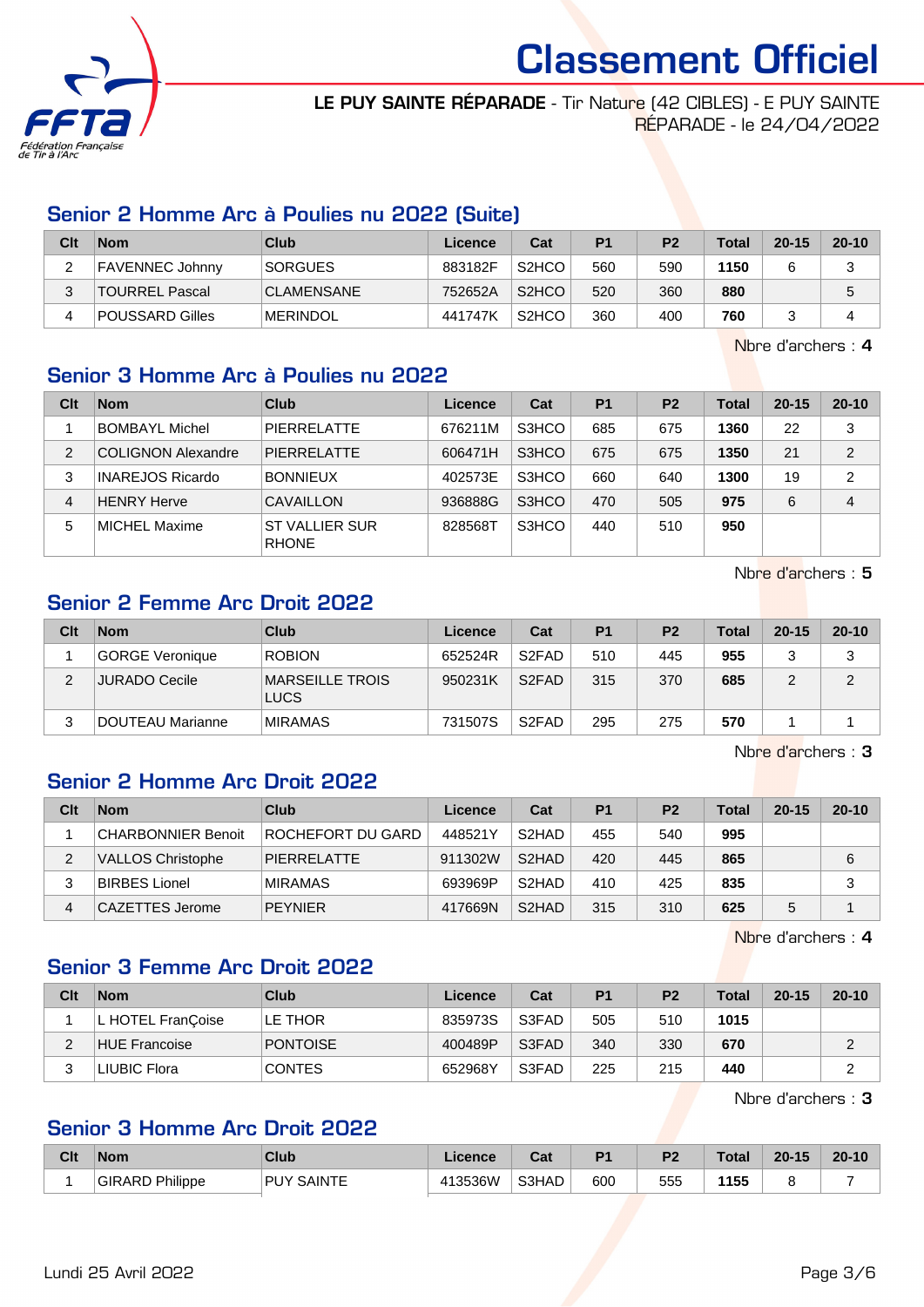# Classement Officiel

**LE PUY SAINTE RÉPARADE** - Tir Nature (42 CIBLES) - E PUY SAINTE RÉPARADE - le 24/04/2022

## Senior 2 Homme Arc à Poulies nu 2022 (Suite)

| Clt | Nom | Club | Licence | Cat | P1 | P2 | Total | 20-15 | 20-10 |
|---|---|---|---|---|---|---|---|---|---|
| 2 | FAVENNEC Johnny | SORGUES | 883182F | S2HCO | 560 | 590 | **1150** | 6 | 3 |
| 3 | TOURREL Pascal | CLAMENSANE | 752652A | S2HCO | 520 | 360 | **880** | | 5 |
| 4 | POUSSARD Gilles | MERINDOL | 441747K | S2HCO | 360 | 400 | **760** | 3 | 4 |

Nbre d'archers : **4**

## Senior 3 Homme Arc à Poulies nu 2022

| Clt | Nom | Club | Licence | Cat | P1 | P2 | Total | 20-15 | 20-10 |
|---|---|---|---|---|---|---|---|---|---|
| 1 | BOMBAYL Michel | PIERRELATTE | 676211M | S3HCO | 685 | 675 | **1360** | 22 | 3 |
| 2 | COLIGNON Alexandre | PIERRELATTE | 606471H | S3HCO | 675 | 675 | **1350** | 21 | 2 |
| 3 | INAREJOS Ricardo | BONNIEUX | 402573E | S3HCO | 660 | 640 | **1300** | 19 | 2 |
| 4 | HENRY Herve | CAVAILLON | 936888G | S3HCO | 470 | 505 | **975** | 6 | 4 |
| 5 | MICHEL Maxime | ST VALLIER SUR RHONE | 828568T | S3HCO | 440 | 510 | **950** | | |

Nbre d'archers : **5**

## Senior 2 Femme Arc Droit 2022

| Clt | Nom | Club | Licence | Cat | P1 | P2 | Total | 20-15 | 20-10 |
|---|---|---|---|---|---|---|---|---|---|
| 1 | GORGE Veronique | ROBION | 652524R | S2FAD | 510 | 445 | **955** | 3 | 3 |
| 2 | JURADO Cecile | MARSEILLE TROIS LUCS | 950231K | S2FAD | 315 | 370 | **685** | 2 | 2 |
| 3 | DOUTEAU Marianne | MIRAMAS | 731507S | S2FAD | 295 | 275 | **570** | 1 | 1 |

Nbre d'archers : **3**

## Senior 2 Homme Arc Droit 2022

| Clt | Nom | Club | Licence | Cat | P1 | P2 | Total | 20-15 | 20-10 |
|---|---|---|---|---|---|---|---|---|---|
| 1 | CHARBONNIER Benoit | ROCHEFORT DU GARD | 448521Y | S2HAD | 455 | 540 | **995** | | |
| 2 | VALLOS Christophe | PIERRELATTE | 911302W | S2HAD | 420 | 445 | **865** | | 6 |
| 3 | BIRBES Lionel | MIRAMAS | 693969P | S2HAD | 410 | 425 | **835** | | 3 |
| 4 | CAZETTES Jerome | PEYNIER | 417669N | S2HAD | 315 | 310 | **625** | 5 | 1 |

Nbre d'archers : **4**

## Senior 3 Femme Arc Droit 2022

| Clt | Nom | Club | Licence | Cat | P1 | P2 | Total | 20-15 | 20-10 |
|---|---|---|---|---|---|---|---|---|---|
| 1 | L HOTEL FranÇoise | LE THOR | 835973S | S3FAD | 505 | 510 | **1015** | | |
| 2 | HUE Francoise | PONTOISE | 400489P | S3FAD | 340 | 330 | **670** | | 2 |
| 3 | LIUBIC Flora | CONTES | 652968Y | S3FAD | 225 | 215 | **440** | | 2 |

Nbre d'archers : **3**

## Senior 3 Homme Arc Droit 2022

| Clt | Nom | Club | Licence | Cat | P1 | P2 | Total | 20-15 | 20-10 |
|---|---|---|---|---|---|---|---|---|---|
| 1 | GIRARD Philippe | PUY SAINTE | 413536W | S3HAD | 600 | 555 | **1155** | 8 | 7 |

Lundi 25 Avril 2022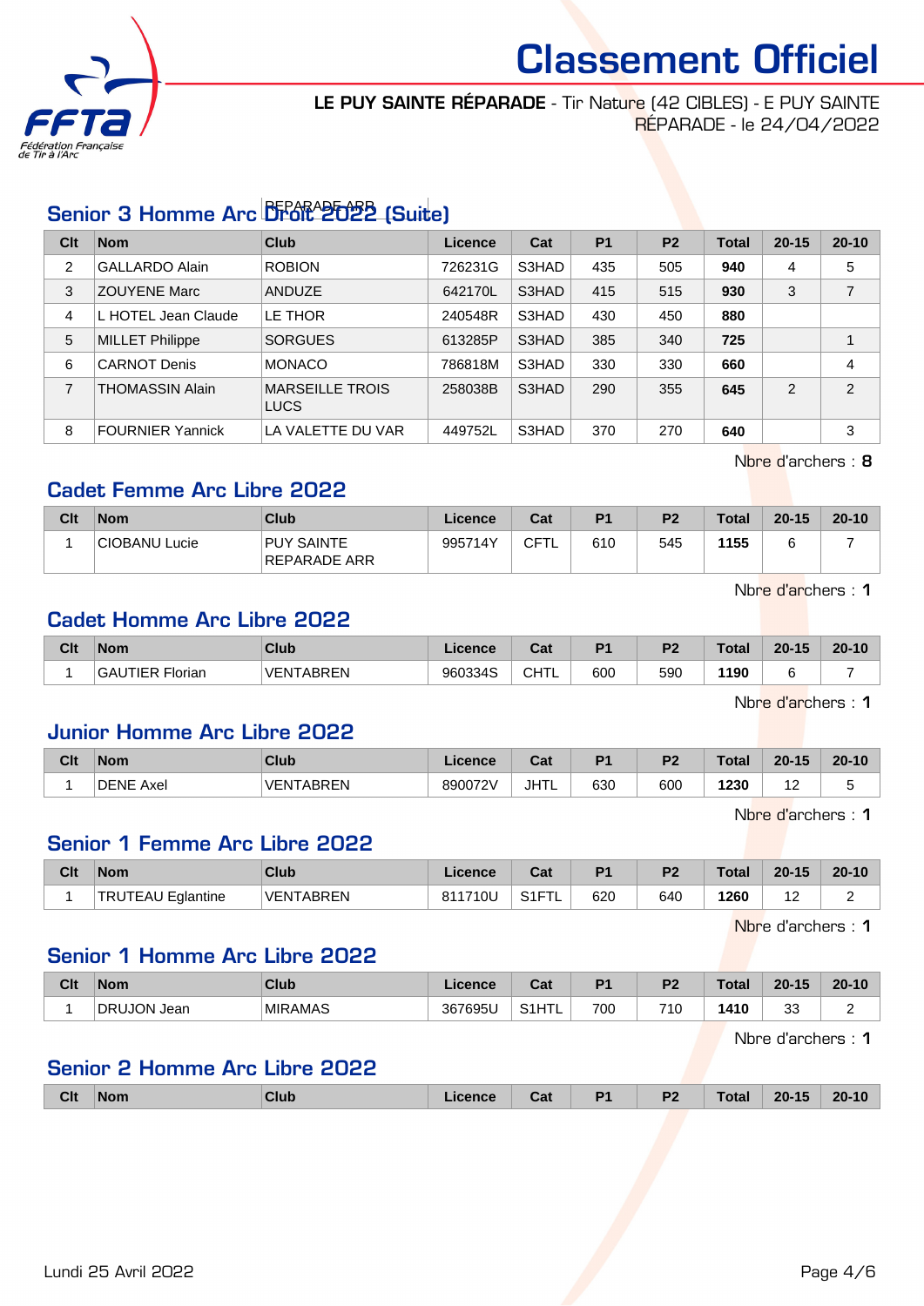# Classement Officiel

**LE PUY SAINTE RÉPARADE** - Tir Nature (42 CIBLES) - E PUY SAINTE RÉPARADE - le 24/04/2022

## Senior 3 Homme Arc Droit 2022 (Suite)

| Clt | Nom | Club | Licence | Cat | P1 | P2 | Total | 20-15 | 20-10 |
|---|---|---|---|---|---|---|---|---|---|
| 2 | GALLARDO Alain | ROBION | 726231G | S3HAD | 435 | 505 | **940** | 4 | 5 |
| 3 | ZOUYENE Marc | ANDUZE | 642170L | S3HAD | 415 | 515 | **930** | 3 | 7 |
| 4 | L HOTEL Jean Claude | LE THOR | 240548R | S3HAD | 430 | 450 | **880** | | |
| 5 | MILLET Philippe | SORGUES | 613285P | S3HAD | 385 | 340 | **725** | | 1 |
| 6 | CARNOT Denis | MONACO | 786818M | S3HAD | 330 | 330 | **660** | | 4 |
| 7 | THOMASSIN Alain | MARSEILLE TROIS LUCS | 258038B | S3HAD | 290 | 355 | **645** | 2 | 2 |
| 8 | FOURNIER Yannick | LA VALETTE DU VAR | 449752L | S3HAD | 370 | 270 | **640** | | 3 |

Nbre d'archers : **8**

## Cadet Femme Arc Libre 2022

| Clt | Nom | Club | Licence | Cat | P1 | P2 | Total | 20-15 | 20-10 |
|---|---|---|---|---|---|---|---|---|---|
| 1 | CIOBANU Lucie | PUY SAINTE REPARADE ARR | 995714Y | CFTL | 610 | 545 | **1155** | 6 | 7 |

Nbre d'archers : **1**

## Cadet Homme Arc Libre 2022

| Clt | Nom | Club | Licence | Cat | P1 | P2 | Total | 20-15 | 20-10 |
|---|---|---|---|---|---|---|---|---|---|
| 1 | GAUTIER Florian | VENTABREN | 960334S | CHTL | 600 | 590 | **1190** | 6 | 7 |

Nbre d'archers : **1**

## Junior Homme Arc Libre 2022

| Clt | Nom | Club | Licence | Cat | P1 | P2 | Total | 20-15 | 20-10 |
|---|---|---|---|---|---|---|---|---|---|
| 1 | DENE Axel | VENTABREN | 890072V | JHTL | 630 | 600 | **1230** | 12 | 5 |

Nbre d'archers : **1**

## Senior 1 Femme Arc Libre 2022

| Clt | Nom | Club | Licence | Cat | P1 | P2 | Total | 20-15 | 20-10 |
|---|---|---|---|---|---|---|---|---|---|
| 1 | TRUTEAU Eglantine | VENTABREN | 811710U | S1FTL | 620 | 640 | **1260** | 12 | 2 |

Nbre d'archers : **1**

## Senior 1 Homme Arc Libre 2022

| Clt | Nom | Club | Licence | Cat | P1 | P2 | Total | 20-15 | 20-10 |
|---|---|---|---|---|---|---|---|---|---|
| 1 | DRUJON Jean | MIRAMAS | 367695U | S1HTL | 700 | 710 | **1410** | 33 | 2 |

Nbre d'archers : **1**

## Senior 2 Homme Arc Libre 2022

| Clt | Nom | Club | Licence | Cat | P1 | P2 | Total | 20-15 | 20-10 |
|---|---|---|---|---|---|---|---|---|---|

Lundi 25 Avril 2022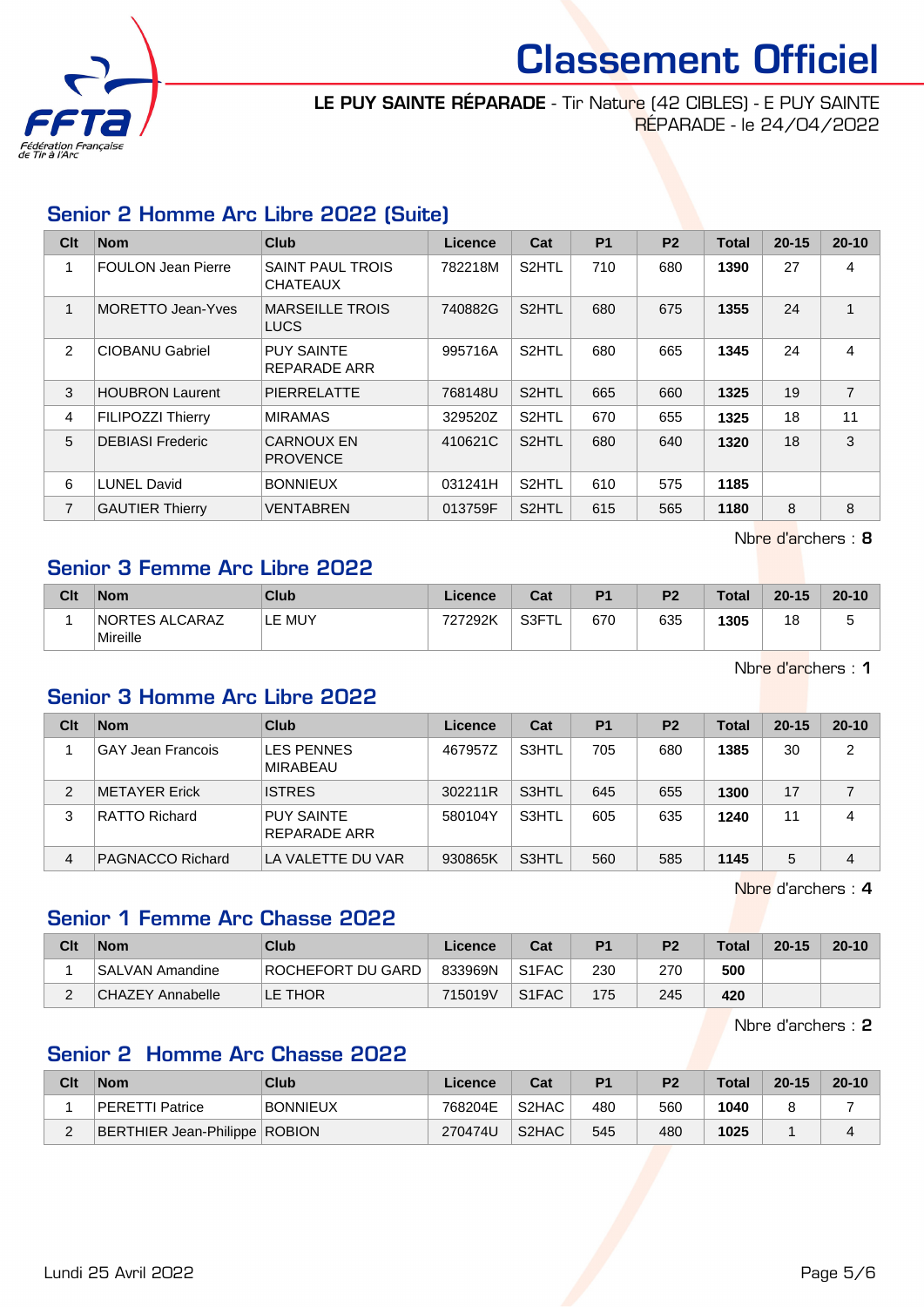# Classement Officiel

**LE PUY SAINTE RÉPARADE** - Tir Nature (42 CIBLES) - E PUY SAINTE RÉPARADE - le 24/04/2022

## Senior 2 Homme Arc Libre 2022 (Suite)

| Clt | Nom | Club | Licence | Cat | P1 | P2 | Total | 20-15 | 20-10 |
|---|---|---|---|---|---|---|---|---|---|
| 1 | FOULON Jean Pierre | SAINT PAUL TROIS CHATEAUX | 782218M | S2HTL | 710 | 680 | **1390** | 27 | 4 |
| 1 | MORETTO Jean-Yves | MARSEILLE TROIS LUCS | 740882G | S2HTL | 680 | 675 | **1355** | 24 | 1 |
| 2 | CIOBANU Gabriel | PUY SAINTE REPARADE ARR | 995716A | S2HTL | 680 | 665 | **1345** | 24 | 4 |
| 3 | HOUBRON Laurent | PIERRELATTE | 768148U | S2HTL | 665 | 660 | **1325** | 19 | 7 |
| 4 | FILIPOZZI Thierry | MIRAMAS | 329520Z | S2HTL | 670 | 655 | **1325** | 18 | 11 |
| 5 | DEBIASI Frederic | CARNOUX EN PROVENCE | 410621C | S2HTL | 680 | 640 | **1320** | 18 | 3 |
| 6 | LUNEL David | BONNIEUX | 031241H | S2HTL | 610 | 575 | **1185** | | |
| 7 | GAUTIER Thierry | VENTABREN | 013759F | S2HTL | 615 | 565 | **1180** | 8 | 8 |

Nbre d'archers : **8**

## Senior 3 Femme Arc Libre 2022

| Clt | Nom | Club | Licence | Cat | P1 | P2 | Total | 20-15 | 20-10 |
|---|---|---|---|---|---|---|---|---|---|
| 1 | NORTES ALCARAZ Mireille | LE MUY | 727292K | S3FTL | 670 | 635 | **1305** | 18 | 5 |

Nbre d'archers : **1**

## Senior 3 Homme Arc Libre 2022

| Clt | Nom | Club | Licence | Cat | P1 | P2 | Total | 20-15 | 20-10 |
|---|---|---|---|---|---|---|---|---|---|
| 1 | GAY Jean Francois | LES PENNES MIRABEAU | 467957Z | S3HTL | 705 | 680 | **1385** | 30 | 2 |
| 2 | METAYER Erick | ISTRES | 302211R | S3HTL | 645 | 655 | **1300** | 17 | 7 |
| 3 | RATTO Richard | PUY SAINTE REPARADE ARR | 580104Y | S3HTL | 605 | 635 | **1240** | 11 | 4 |
| 4 | PAGNACCO Richard | LA VALETTE DU VAR | 930865K | S3HTL | 560 | 585 | **1145** | 5 | 4 |

Nbre d'archers : **4**

## Senior 1 Femme Arc Chasse 2022

| Clt | Nom | Club | Licence | Cat | P1 | P2 | Total | 20-15 | 20-10 |
|---|---|---|---|---|---|---|---|---|---|
| 1 | SALVAN Amandine | ROCHEFORT DU GARD | 833969N | S1FAC | 230 | 270 | **500** | | |
| 2 | CHAZEY Annabelle | LE THOR | 715019V | S1FAC | 175 | 245 | **420** | | |

Nbre d'archers : **2**

## Senior 2 Homme Arc Chasse 2022

| Clt | Nom | Club | Licence | Cat | P1 | P2 | Total | 20-15 | 20-10 |
|---|---|---|---|---|---|---|---|---|---|
| 1 | PERETTI Patrice | BONNIEUX | 768204E | S2HAC | 480 | 560 | **1040** | 8 | 7 |
| 2 | BERTHIER Jean-Philippe | ROBION | 270474U | S2HAC | 545 | 480 | **1025** | 1 | 4 |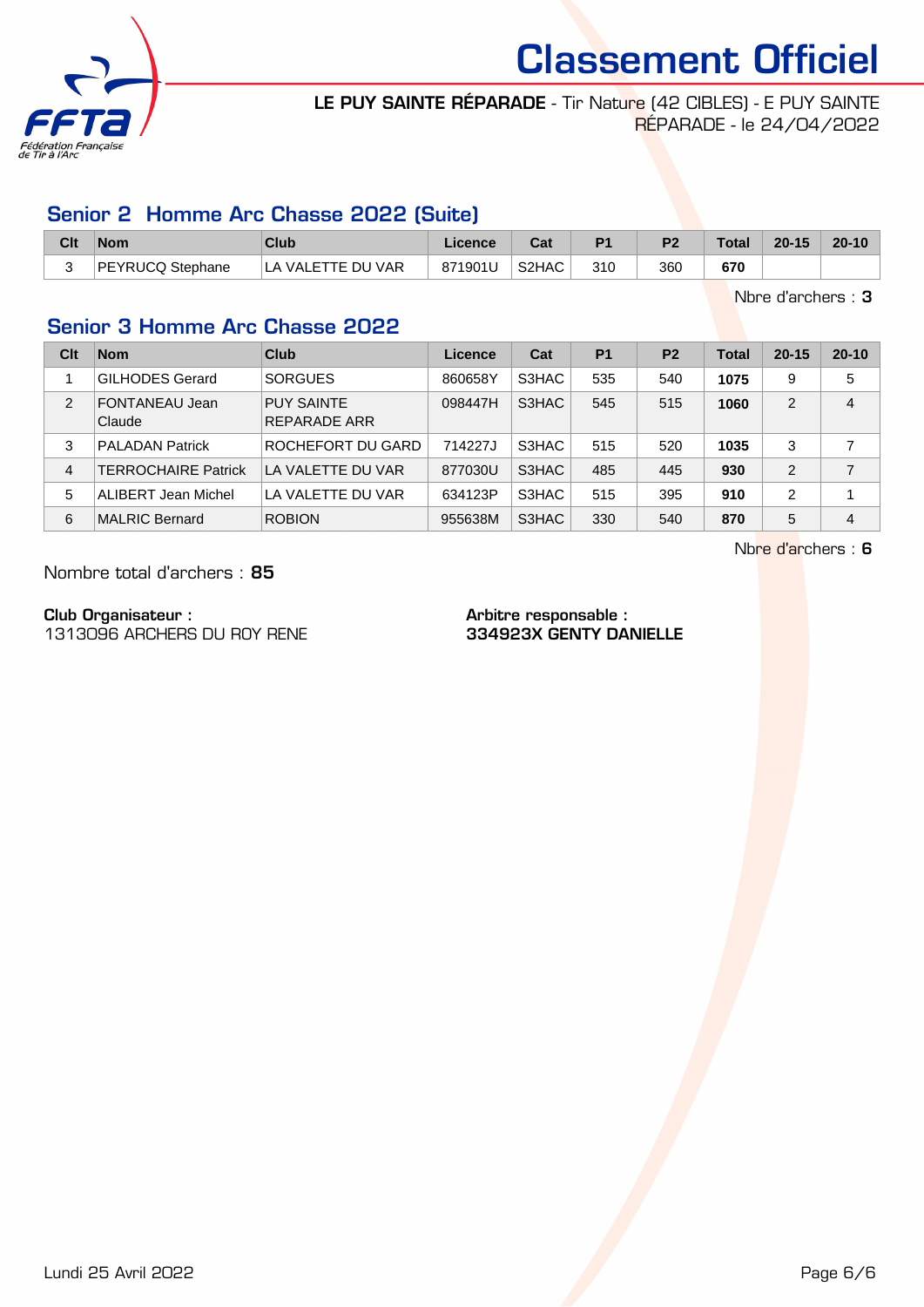# Classement Officiel

**LE PUY SAINTE RÉPARADE** - Tir Nature (42 CIBLES) - E PUY SAINTE RÉPARADE - le 24/04/2022

## Senior 2 Homme Arc Chasse 2022 (Suite)

| Clt | Nom | Club | Licence | Cat | P1 | P2 | Total | 20-15 | 20-10 |
|---|---|---|---|---|---|---|---|---|---|
| 3 | PEYRUCQ Stephane | LA VALETTE DU VAR | 871901U | S2HAC | 310 | 360 | **670** | | |

Nbre d'archers : **3**

## Senior 3 Homme Arc Chasse 2022

| Clt | Nom | Club | Licence | Cat | P1 | P2 | Total | 20-15 | 20-10 |
|---|---|---|---|---|---|---|---|---|---|
| 1 | GILHODES Gerard | SORGUES | 860658Y | S3HAC | 535 | 540 | **1075** | 9 | 5 |
| 2 | FONTANEAU Jean Claude | PUY SAINTE REPARADE ARR | 098447H | S3HAC | 545 | 515 | **1060** | 2 | 4 |
| 3 | PALADAN Patrick | ROCHEFORT DU GARD | 714227J | S3HAC | 515 | 520 | **1035** | 3 | 7 |
| 4 | TERROCHAIRE Patrick | LA VALETTE DU VAR | 877030U | S3HAC | 485 | 445 | **930** | 2 | 7 |
| 5 | ALIBERT Jean Michel | LA VALETTE DU VAR | 634123P | S3HAC | 515 | 395 | **910** | 2 | 1 |
| 6 | MALRIC Bernard | ROBION | 955638M | S3HAC | 330 | 540 | **870** | 5 | 4 |

Nbre d'archers : **6**

Nombre total d'archers : **85**

**Club Organisateur :**
1313096 ARCHERS DU ROY RENE

**Arbitre responsable :**
**334923X GENTY DANIELLE**

Lundi 25 Avril 2022